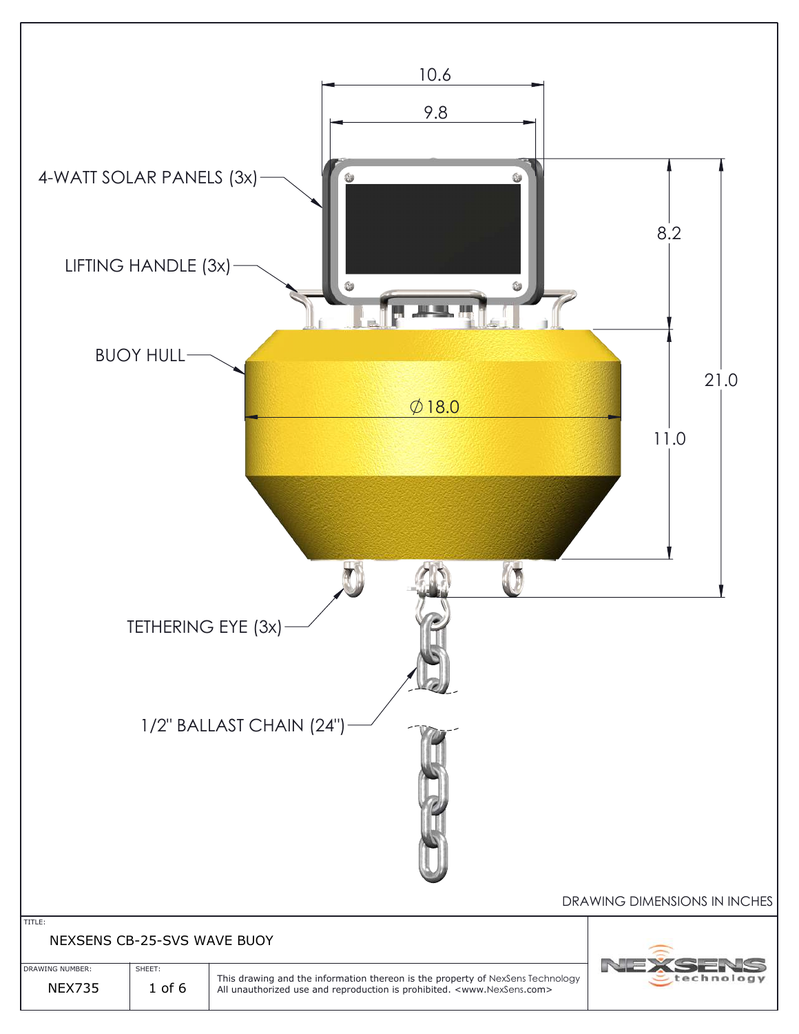# NEXSENS CB-25-SVS WAVE BUOY

4-WATT SOLAR PANELS (3x)

LIFTING HANDLE (3x)

BUOY HULL

TETHERING EYE (3x)

1/2" BALLAST CHAIN (24")

10.6

9.8

8.2

21.0

11.0

$\varnothing$18.0

DRAWING DIMENSIONS IN INCHES

| TITLE: | | |
|---|---|---|
| NEXSENS CB-25-SVS WAVE BUOY | | |
| DRAWING NUMBER: NEX735 | SHEET: 1 of 6 | This drawing and the information thereon is the property of NexSens Technology. All unauthorized use and reproduction is prohibited. <www.NexSens.com> |

NEXSENS technology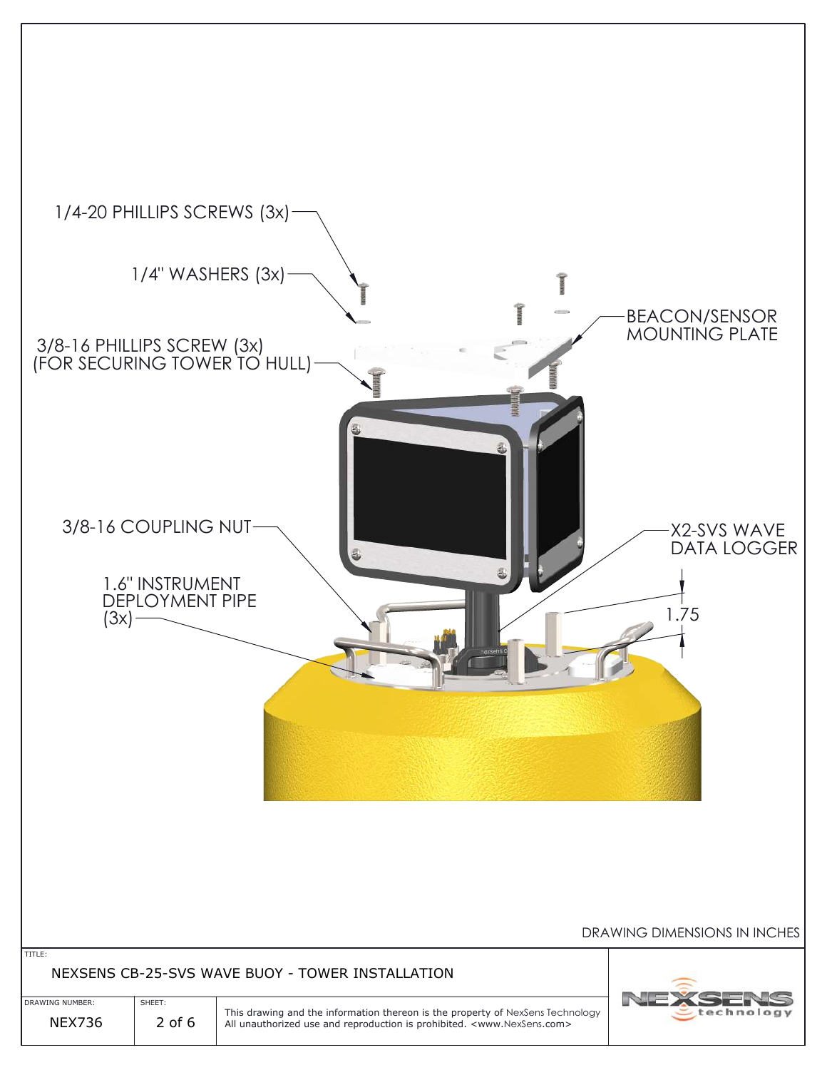1/4-20 PHILLIPS SCREWS (3x)

1/4" WASHERS (3x)

3/8-16 PHILLIPS SCREW (3x)
(FOR SECURING TOWER TO HULL)

BEACON/SENSOR
MOUNTING PLATE

3/8-16 COUPLING NUT

X2-SVS WAVE
DATA LOGGER

1.6" INSTRUMENT
DEPLOYMENT PIPE
(3x)

1.75

DRAWING DIMENSIONS IN INCHES

| TITLE: | | |
|---|---|---|
| NEXSENS CB-25-SVS WAVE BUOY - TOWER INSTALLATION | | |
| DRAWING NUMBER: NEX736 | SHEET: 2 of 6 | This drawing and the information thereon is the property of NexSens Technology. All unauthorized use and reproduction is prohibited. <www.NexSens.com> |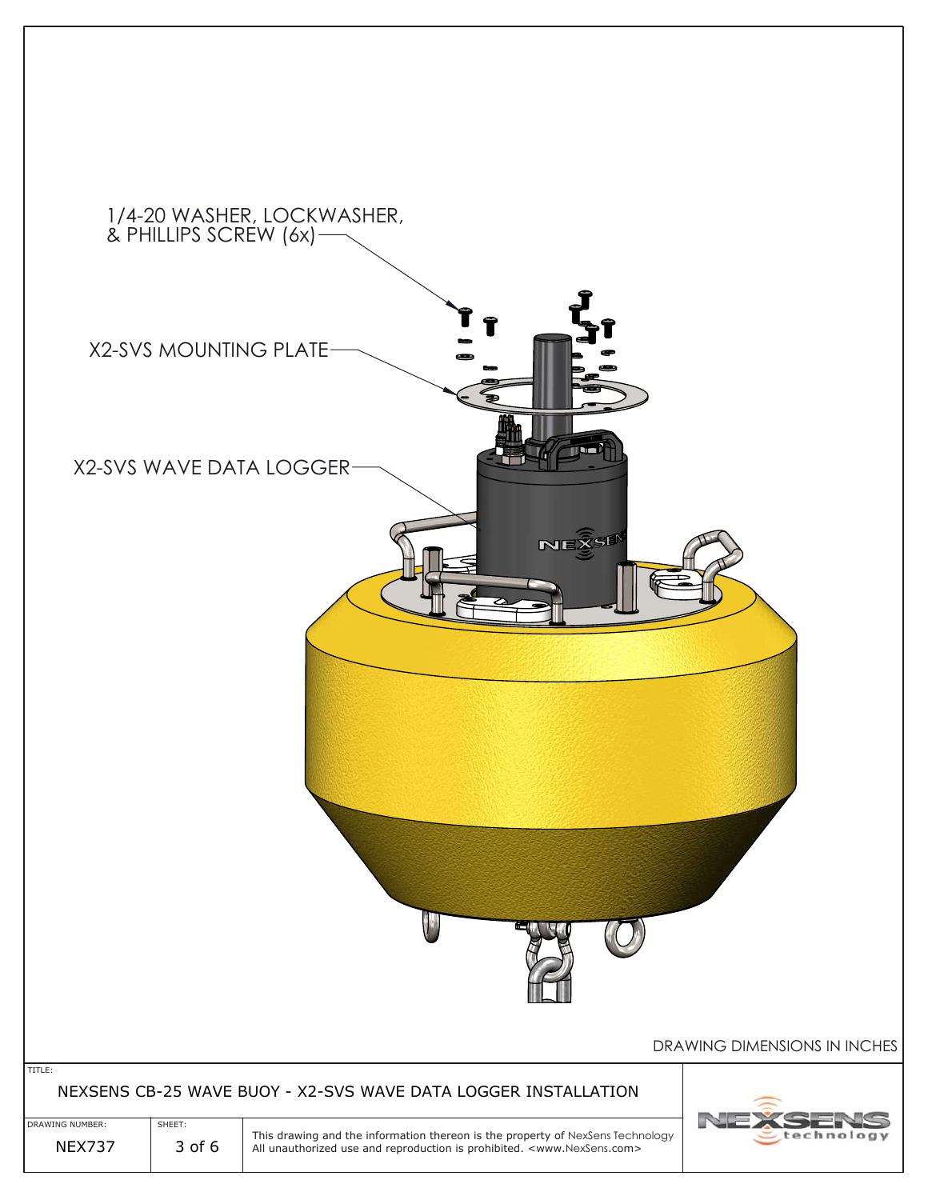1/4-20 WASHER, LOCKWASHER, & PHILLIPS SCREW (6x)

X2-SVS MOUNTING PLATE

X2-SVS WAVE DATA LOGGER

DRAWING DIMENSIONS IN INCHES

| TITLE: | | |
|---|---|---|
| NEXSENS CB-25 WAVE BUOY - X2-SVS WAVE DATA LOGGER INSTALLATION | | |
| DRAWING NUMBER: NEX737 | SHEET: 3 of 6 | This drawing and the information thereon is the property of NexSens Technology. All unauthorized use and reproduction is prohibited. <www.NexSens.com> |

NEXSENS technology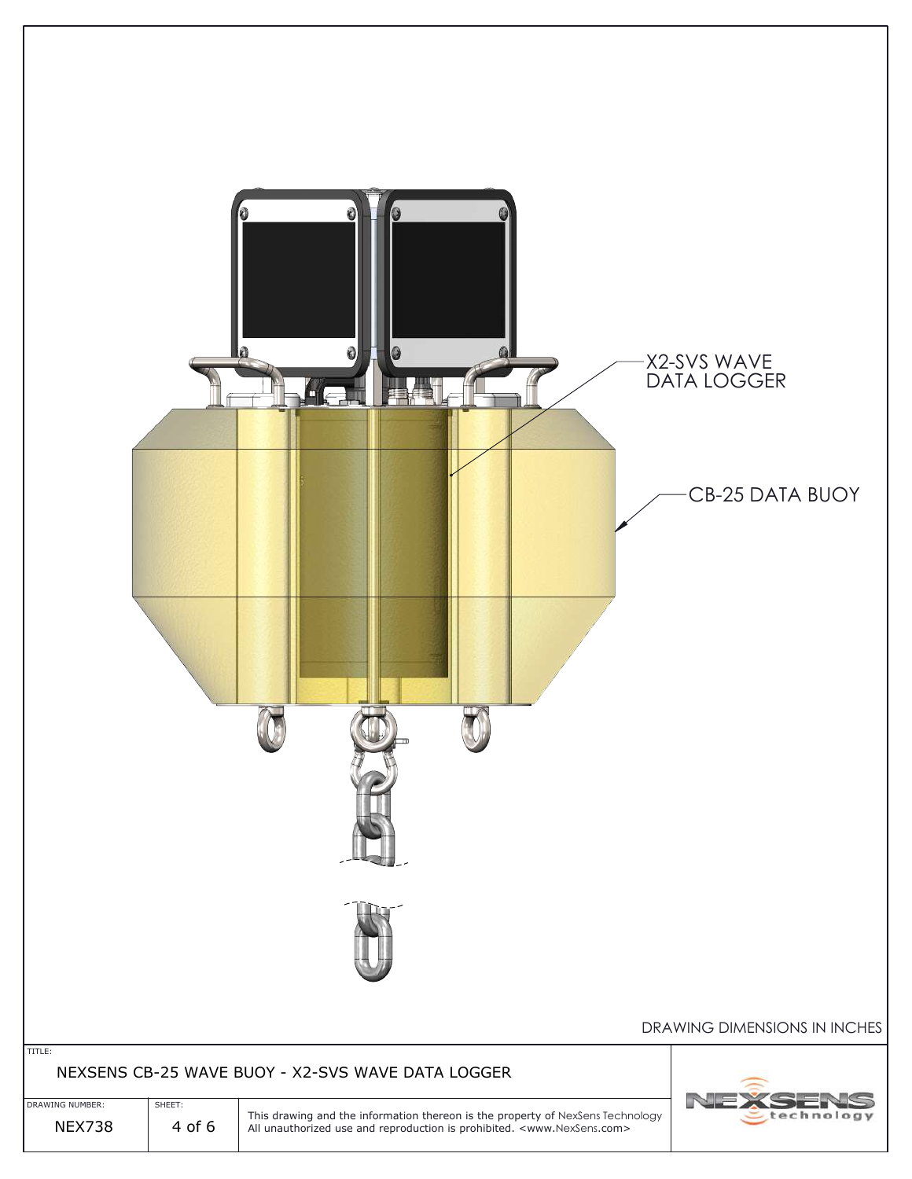X2-SVS WAVE DATA LOGGER

CB-25 DATA BUOY

DRAWING DIMENSIONS IN INCHES

TITLE:

NEXSENS CB-25 WAVE BUOY - X2-SVS WAVE DATA LOGGER

| DRAWING NUMBER: | SHEET: | |
| --- | --- | --- |
| NEX738 | 4 of 6 | This drawing and the information thereon is the property of NexSens Technology. All unauthorized use and reproduction is prohibited. <www.NexSens.com> |

NEXSENS technology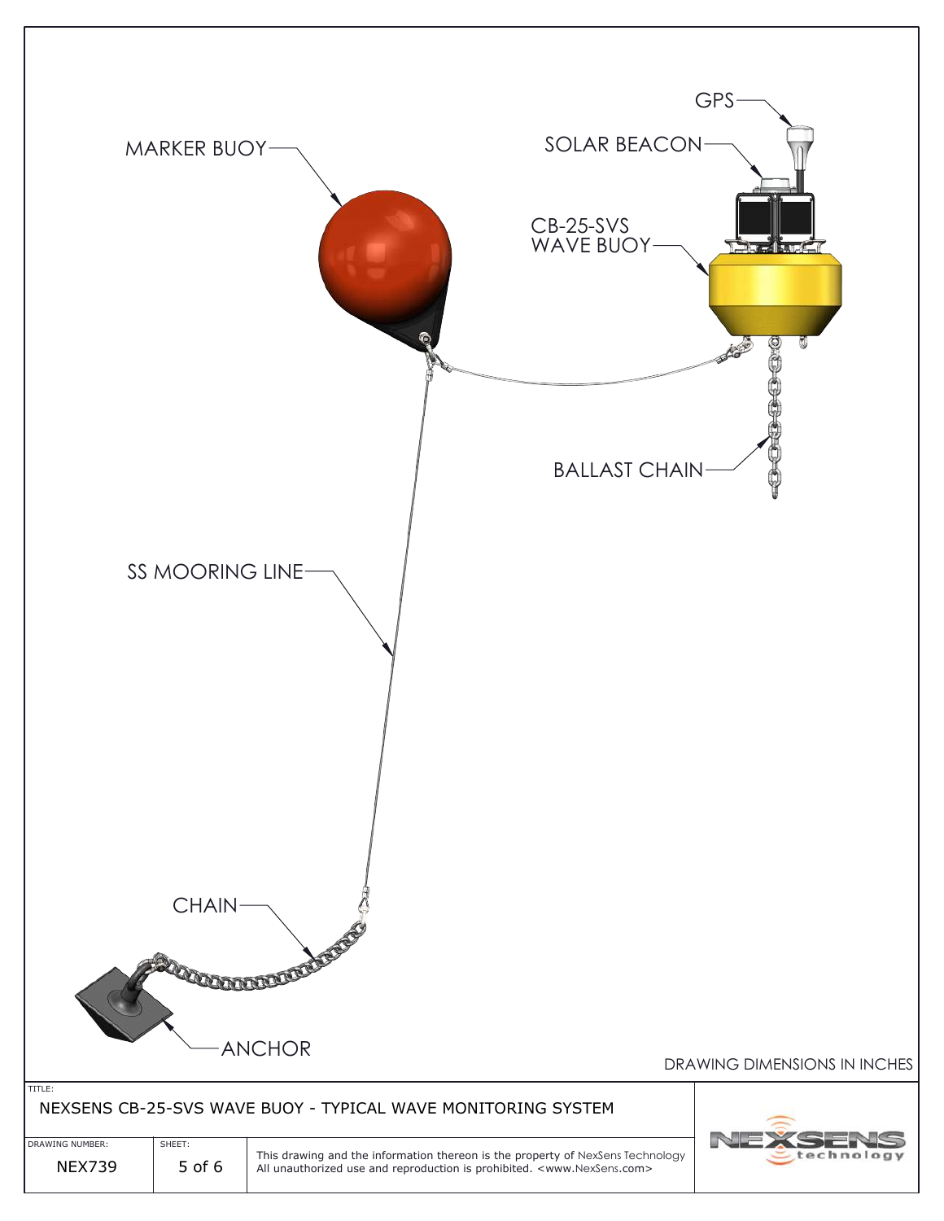MARKER BUOY

SOLAR BEACON

GPS

CB-25-SVS WAVE BUOY

BALLAST CHAIN

SS MOORING LINE

CHAIN

ANCHOR

DRAWING DIMENSIONS IN INCHES

TITLE:

NEXSENS CB-25-SVS WAVE BUOY - TYPICAL WAVE MONITORING SYSTEM

| DRAWING NUMBER: | SHEET: | |
|---|---|---|
| NEX739 | 5 of 6 | This drawing and the information thereon is the property of NexSens Technology. All unauthorized use and reproduction is prohibited. <www.NexSens.com> |

NEXSENS technology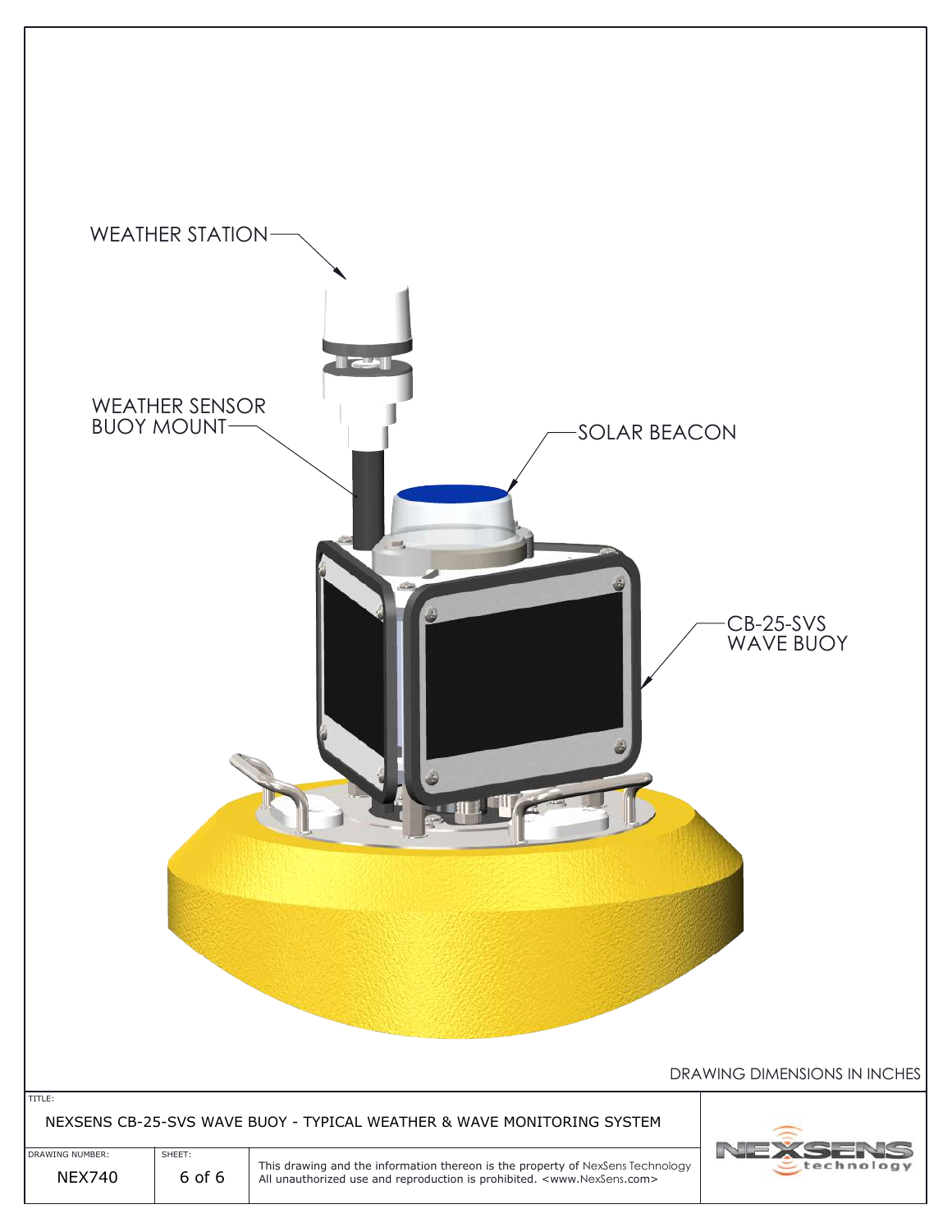WEATHER STATION

WEATHER SENSOR BUOY MOUNT

SOLAR BEACON

CB-25-SVS WAVE BUOY

DRAWING DIMENSIONS IN INCHES

| | |
|---|---|
| TITLE: | NEXSENS CB-25-SVS WAVE BUOY - TYPICAL WEATHER & WAVE MONITORING SYSTEM |
| DRAWING NUMBER: | NEX740 |
| SHEET: | 6 of 6 |

This drawing and the information thereon is the property of NexSens Technology
All unauthorized use and reproduction is prohibited. <www.NexSens.com>

NEXSENS technology